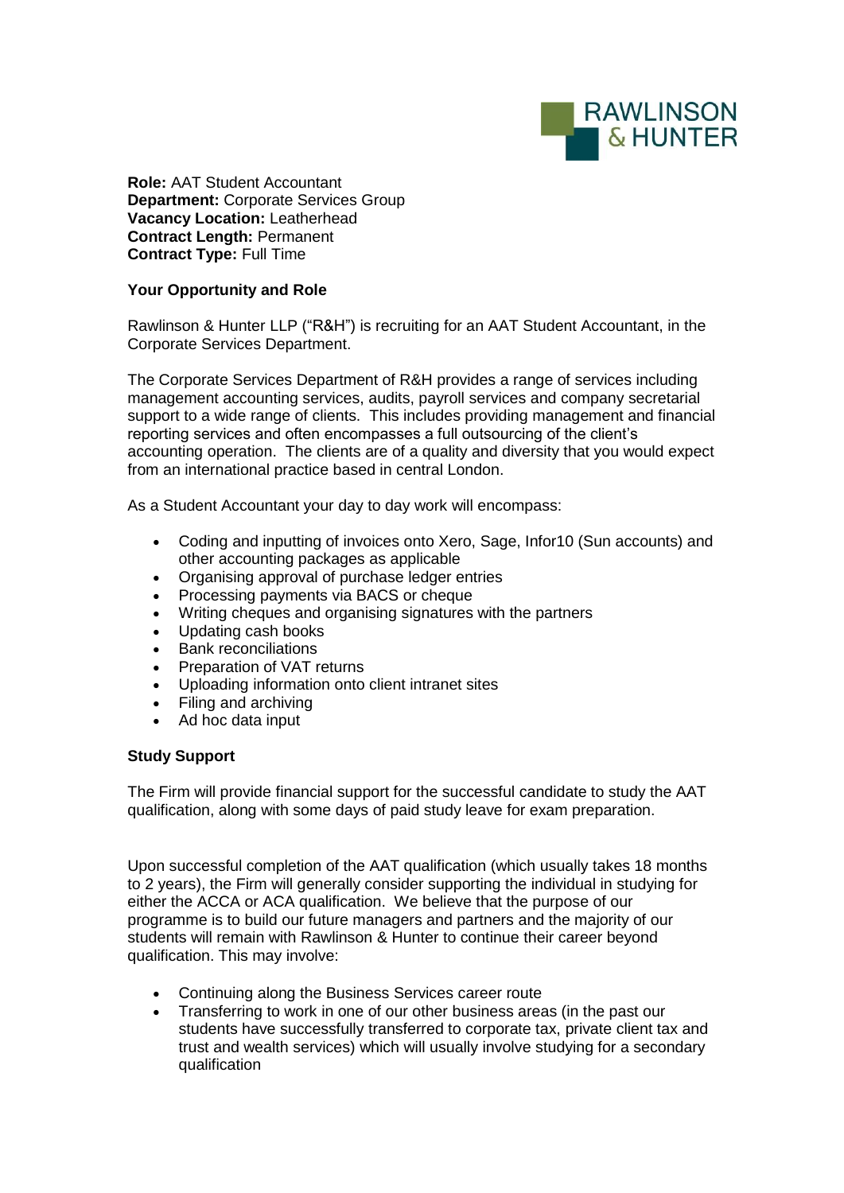RAWLINSON & HUNTER

**Role:** AAT Student Accountant
**Department:** Corporate Services Group
**Vacancy Location:** Leatherhead
**Contract Length:** Permanent
**Contract Type:** Full Time

## Your Opportunity and Role

Rawlinson & Hunter LLP ("R&H") is recruiting for an AAT Student Accountant, in the Corporate Services Department.

The Corporate Services Department of R&H provides a range of services including management accounting services, audits, payroll services and company secretarial support to a wide range of clients. This includes providing management and financial reporting services and often encompasses a full outsourcing of the client's accounting operation. The clients are of a quality and diversity that you would expect from an international practice based in central London.

As a Student Accountant your day to day work will encompass:

- Coding and inputting of invoices onto Xero, Sage, Infor10 (Sun accounts) and other accounting packages as applicable
- Organising approval of purchase ledger entries
- Processing payments via BACS or cheque
- Writing cheques and organising signatures with the partners
- Updating cash books
- Bank reconciliations
- Preparation of VAT returns
- Uploading information onto client intranet sites
- Filing and archiving
- Ad hoc data input

## Study Support

The Firm will provide financial support for the successful candidate to study the AAT qualification, along with some days of paid study leave for exam preparation.

Upon successful completion of the AAT qualification (which usually takes 18 months to 2 years), the Firm will generally consider supporting the individual in studying for either the ACCA or ACA qualification. We believe that the purpose of our programme is to build our future managers and partners and the majority of our students will remain with Rawlinson & Hunter to continue their career beyond qualification. This may involve:

- Continuing along the Business Services career route
- Transferring to work in one of our other business areas (in the past our students have successfully transferred to corporate tax, private client tax and trust and wealth services) which will usually involve studying for a secondary qualification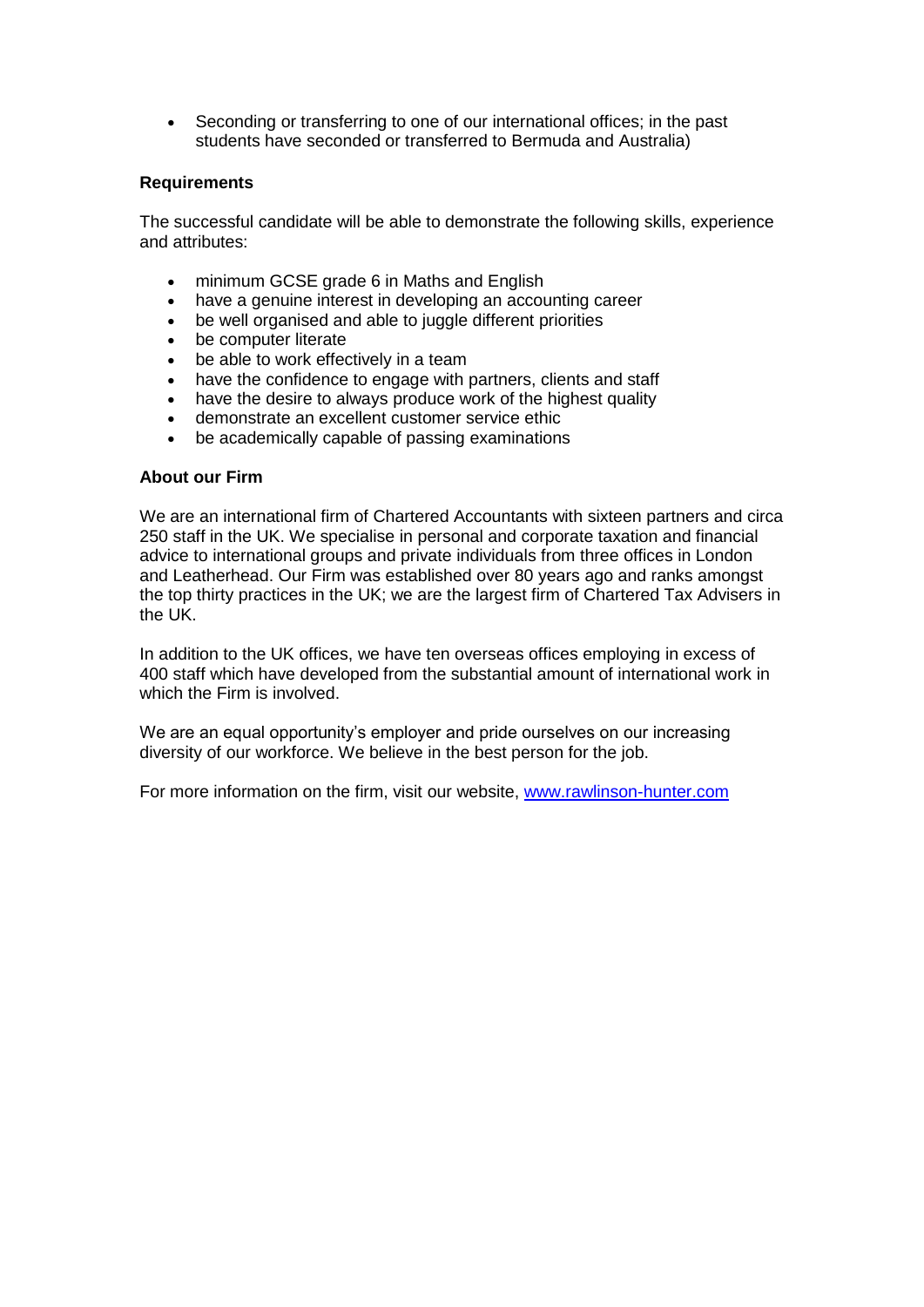- Seconding or transferring to one of our international offices; in the past students have seconded or transferred to Bermuda and Australia)

**Requirements**

The successful candidate will be able to demonstrate the following skills, experience and attributes:

- minimum GCSE grade 6 in Maths and English
- have a genuine interest in developing an accounting career
- be well organised and able to juggle different priorities
- be computer literate
- be able to work effectively in a team
- have the confidence to engage with partners, clients and staff
- have the desire to always produce work of the highest quality
- demonstrate an excellent customer service ethic
- be academically capable of passing examinations

**About our Firm**

We are an international firm of Chartered Accountants with sixteen partners and circa 250 staff in the UK. We specialise in personal and corporate taxation and financial advice to international groups and private individuals from three offices in London and Leatherhead. Our Firm was established over 80 years ago and ranks amongst the top thirty practices in the UK; we are the largest firm of Chartered Tax Advisers in the UK.

In addition to the UK offices, we have ten overseas offices employing in excess of 400 staff which have developed from the substantial amount of international work in which the Firm is involved.

We are an equal opportunity's employer and pride ourselves on our increasing diversity of our workforce. We believe in the best person for the job.

For more information on the firm, visit our website, [www.rawlinson-hunter.com](http://www.rawlinson-hunter.com)